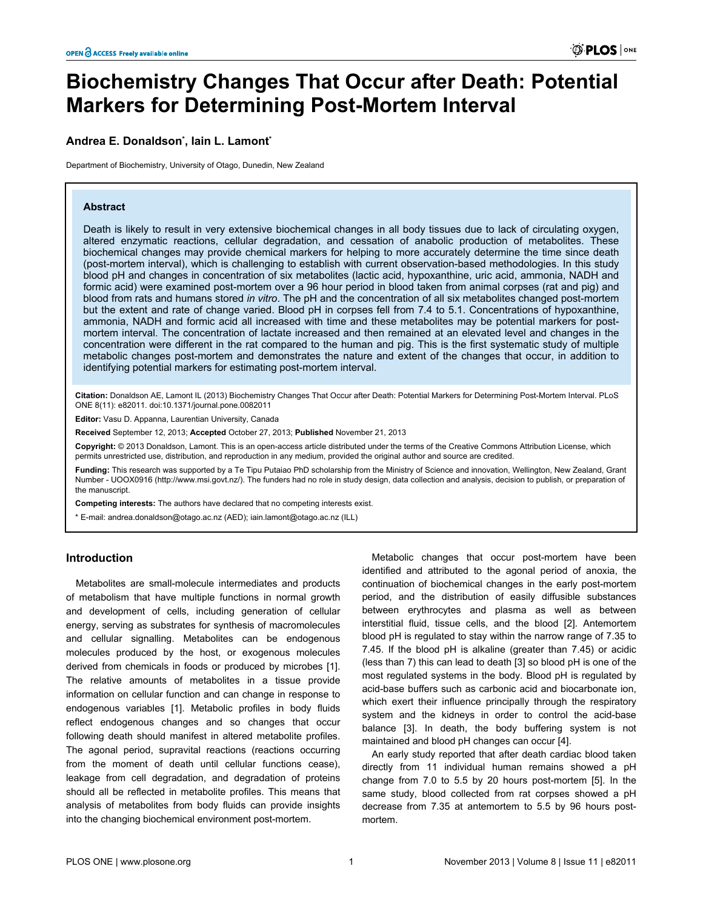# Biochemistry Changes That Occur after Death: Potential Markers for Determining Post-Mortem Interval

**Andrea E. Donaldson\*, Iain L. Lamont\***

Department of Biochemistry, University of Otago, Dunedin, New Zealand

## Abstract

Death is likely to result in very extensive biochemical changes in all body tissues due to lack of circulating oxygen, altered enzymatic reactions, cellular degradation, and cessation of anabolic production of metabolites. These biochemical changes may provide chemical markers for helping to more accurately determine the time since death (post-mortem interval), which is challenging to establish with current observation-based methodologies. In this study blood pH and changes in concentration of six metabolites (lactic acid, hypoxanthine, uric acid, ammonia, NADH and formic acid) were examined post-mortem over a 96 hour period in blood taken from animal corpses (rat and pig) and blood from rats and humans stored *in vitro*. The pH and the concentration of all six metabolites changed post-mortem but the extent and rate of change varied. Blood pH in corpses fell from 7.4 to 5.1. Concentrations of hypoxanthine, ammonia, NADH and formic acid all increased with time and these metabolites may be potential markers for post-mortem interval. The concentration of lactate increased and then remained at an elevated level and changes in the concentration were different in the rat compared to the human and pig. This is the first systematic study of multiple metabolic changes post-mortem and demonstrates the nature and extent of the changes that occur, in addition to identifying potential markers for estimating post-mortem interval.

**Citation:** Donaldson AE, Lamont IL (2013) Biochemistry Changes That Occur after Death: Potential Markers for Determining Post-Mortem Interval. PLoS ONE 8(11): e82011. doi:10.1371/journal.pone.0082011

**Editor:** Vasu D. Appanna, Laurentian University, Canada

**Received** September 12, 2013; **Accepted** October 27, 2013; **Published** November 21, 2013

**Copyright:** © 2013 Donaldson, Lamont. This is an open-access article distributed under the terms of the Creative Commons Attribution License, which permits unrestricted use, distribution, and reproduction in any medium, provided the original author and source are credited.

**Funding:** This research was supported by a Te Tipu Putaiao PhD scholarship from the Ministry of Science and innovation, Wellington, New Zealand, Grant Number - UOOX0916 (http://www.msi.govt.nz/). The funders had no role in study design, data collection and analysis, decision to publish, or preparation of the manuscript.

**Competing interests:** The authors have declared that no competing interests exist.

\* E-mail: andrea.donaldson@otago.ac.nz (AED); iain.lamont@otago.ac.nz (ILL)

## Introduction

Metabolites are small-molecule intermediates and products of metabolism that have multiple functions in normal growth and development of cells, including generation of cellular energy, serving as substrates for synthesis of macromolecules and cellular signalling. Metabolites can be endogenous molecules produced by the host, or exogenous molecules derived from chemicals in foods or produced by microbes [1]. The relative amounts of metabolites in a tissue provide information on cellular function and can change in response to endogenous variables [1]. Metabolic profiles in body fluids reflect endogenous changes and so changes that occur following death should manifest in altered metabolite profiles. The agonal period, supravital reactions (reactions occurring from the moment of death until cellular functions cease), leakage from cell degradation, and degradation of proteins should all be reflected in metabolite profiles. This means that analysis of metabolites from body fluids can provide insights into the changing biochemical environment post-mortem.

Metabolic changes that occur post-mortem have been identified and attributed to the agonal period of anoxia, the continuation of biochemical changes in the early post-mortem period, and the distribution of easily diffusible substances between erythrocytes and plasma as well as between interstitial fluid, tissue cells, and the blood [2]. Antemortem blood pH is regulated to stay within the narrow range of 7.35 to 7.45. If the blood pH is alkaline (greater than 7.45) or acidic (less than 7) this can lead to death [3] so blood pH is one of the most regulated systems in the body. Blood pH is regulated by acid-base buffers such as carbonic acid and biocarbonate ion, which exert their influence principally through the respiratory system and the kidneys in order to control the acid-base balance [3]. In death, the body buffering system is not maintained and blood pH changes can occur [4].

An early study reported that after death cardiac blood taken directly from 11 individual human remains showed a pH change from 7.0 to 5.5 by 20 hours post-mortem [5]. In the same study, blood collected from rat corpses showed a pH decrease from 7.35 at antemortem to 5.5 by 96 hours post-mortem.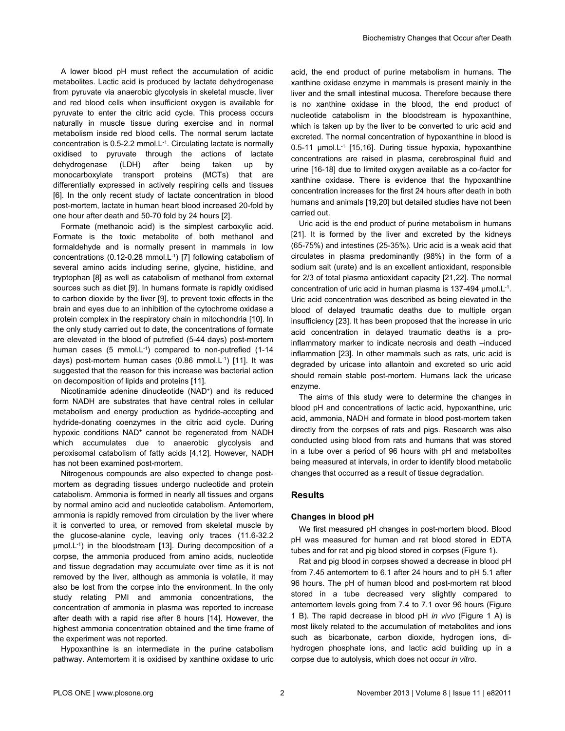A lower blood pH must reflect the accumulation of acidic metabolites. Lactic acid is produced by lactate dehydrogenase from pyruvate via anaerobic glycolysis in skeletal muscle, liver and red blood cells when insufficient oxygen is available for pyruvate to enter the citric acid cycle. This process occurs naturally in muscle tissue during exercise and in normal metabolism inside red blood cells. The normal serum lactate concentration is 0.5-2.2 mmol.L$^{-1}$. Circulating lactate is normally oxidised to pyruvate through the actions of lactate dehydrogenase (LDH) after being taken up by monocarboxylate transport proteins (MCTs) that are differentially expressed in actively respiring cells and tissues [6]. In the only recent study of lactate concentration in blood post-mortem, lactate in human heart blood increased 20-fold by one hour after death and 50-70 fold by 24 hours [2].

Formate (methanoic acid) is the simplest carboxylic acid. Formate is the toxic metabolite of both methanol and formaldehyde and is normally present in mammals in low concentrations (0.12-0.28 mmol.L$^{-1}$) [7] following catabolism of several amino acids including serine, glycine, histidine, and tryptophan [8] as well as catabolism of methanol from external sources such as diet [9]. In humans formate is rapidly oxidised to carbon dioxide by the liver [9], to prevent toxic effects in the brain and eyes due to an inhibition of the cytochrome oxidase a protein complex in the respiratory chain in mitochondria [10]. In the only study carried out to date, the concentrations of formate are elevated in the blood of putrefied (5-44 days) post-mortem human cases (5 mmol.L$^{-1}$) compared to non-putrefied (1-14 days) post-mortem human cases (0.86 mmol.L$^{-1}$) [11]. It was suggested that the reason for this increase was bacterial action on decomposition of lipids and proteins [11].

Nicotinamide adenine dinucleotide ($NAD^+$) and its reduced form NADH are substrates that have central roles in cellular metabolism and energy production as hydride-accepting and hydride-donating coenzymes in the citric acid cycle. During hypoxic conditions $NAD^+$ cannot be regenerated from NADH which accumulates due to anaerobic glycolysis and peroxisomal catabolism of fatty acids [4,12]. However, NADH has not been examined post-mortem.

Nitrogenous compounds are also expected to change post-mortem as degrading tissues undergo nucleotide and protein catabolism. Ammonia is formed in nearly all tissues and organs by normal amino acid and nucleotide catabolism. Antemortem, ammonia is rapidly removed from circulation by the liver where it is converted to urea, or removed from skeletal muscle by the glucose-alanine cycle, leaving only traces (11.6-32.2 µmol.L$^{-1}$) in the bloodstream [13]. During decomposition of a corpse, the ammonia produced from amino acids, nucleotide and tissue degradation may accumulate over time as it is not removed by the liver, although as ammonia is volatile, it may also be lost from the corpse into the environment. In the only study relating PMI and ammonia concentrations, the concentration of ammonia in plasma was reported to increase after death with a rapid rise after 8 hours [14]. However, the highest ammonia concentration obtained and the time frame of the experiment was not reported.

Hypoxanthine is an intermediate in the purine catabolism pathway. Antemortem it is oxidised by xanthine oxidase to uric acid, the end product of purine metabolism in humans. The xanthine oxidase enzyme in mammals is present mainly in the liver and the small intestinal mucosa. Therefore because there is no xanthine oxidase in the blood, the end product of nucleotide catabolism in the bloodstream is hypoxanthine, which is taken up by the liver to be converted to uric acid and excreted. The normal concentration of hypoxanthine in blood is 0.5-11 µmol.L$^{-1}$ [15,16]. During tissue hypoxia, hypoxanthine concentrations are raised in plasma, cerebrospinal fluid and urine [16-18] due to limited oxygen available as a co-factor for xanthine oxidase. There is evidence that the hypoxanthine concentration increases for the first 24 hours after death in both humans and animals [19,20] but detailed studies have not been carried out.

Uric acid is the end product of purine metabolism in humans [21]. It is formed by the liver and excreted by the kidneys (65-75%) and intestines (25-35%). Uric acid is a weak acid that circulates in plasma predominantly (98%) in the form of a sodium salt (urate) and is an excellent antioxidant, responsible for 2/3 of total plasma antioxidant capacity [21,22]. The normal concentration of uric acid in human plasma is 137-494 µmol.L$^{-1}$. Uric acid concentration was described as being elevated in the blood of delayed traumatic deaths due to multiple organ insufficiency [23]. It has been proposed that the increase in uric acid concentration in delayed traumatic deaths is a pro-inflammatory marker to indicate necrosis and death –induced inflammation [23]. In other mammals such as rats, uric acid is degraded by uricase into allantoin and excreted so uric acid should remain stable post-mortem. Humans lack the uricase enzyme.

The aims of this study were to determine the changes in blood pH and concentrations of lactic acid, hypoxanthine, uric acid, ammonia, NADH and formate in blood post-mortem taken directly from the corpses of rats and pigs. Research was also conducted using blood from rats and humans that was stored in a tube over a period of 96 hours with pH and metabolites being measured at intervals, in order to identify blood metabolic changes that occurred as a result of tissue degradation.

## Results

### Changes in blood pH

We first measured pH changes in post-mortem blood. Blood pH was measured for human and rat blood stored in EDTA tubes and for rat and pig blood stored in corpses (Figure 1).

Rat and pig blood in corpses showed a decrease in blood pH from 7.45 antemortem to 6.1 after 24 hours and to pH 5.1 after 96 hours. The pH of human blood and post-mortem rat blood stored in a tube decreased very slightly compared to antemortem levels going from 7.4 to 7.1 over 96 hours (Figure 1 B). The rapid decrease in blood pH *in vivo* (Figure 1 A) is most likely related to the accumulation of metabolites and ions such as bicarbonate, carbon dioxide, hydrogen ions, di-hydrogen phosphate ions, and lactic acid building up in a corpse due to autolysis, which does not occur *in vitro*.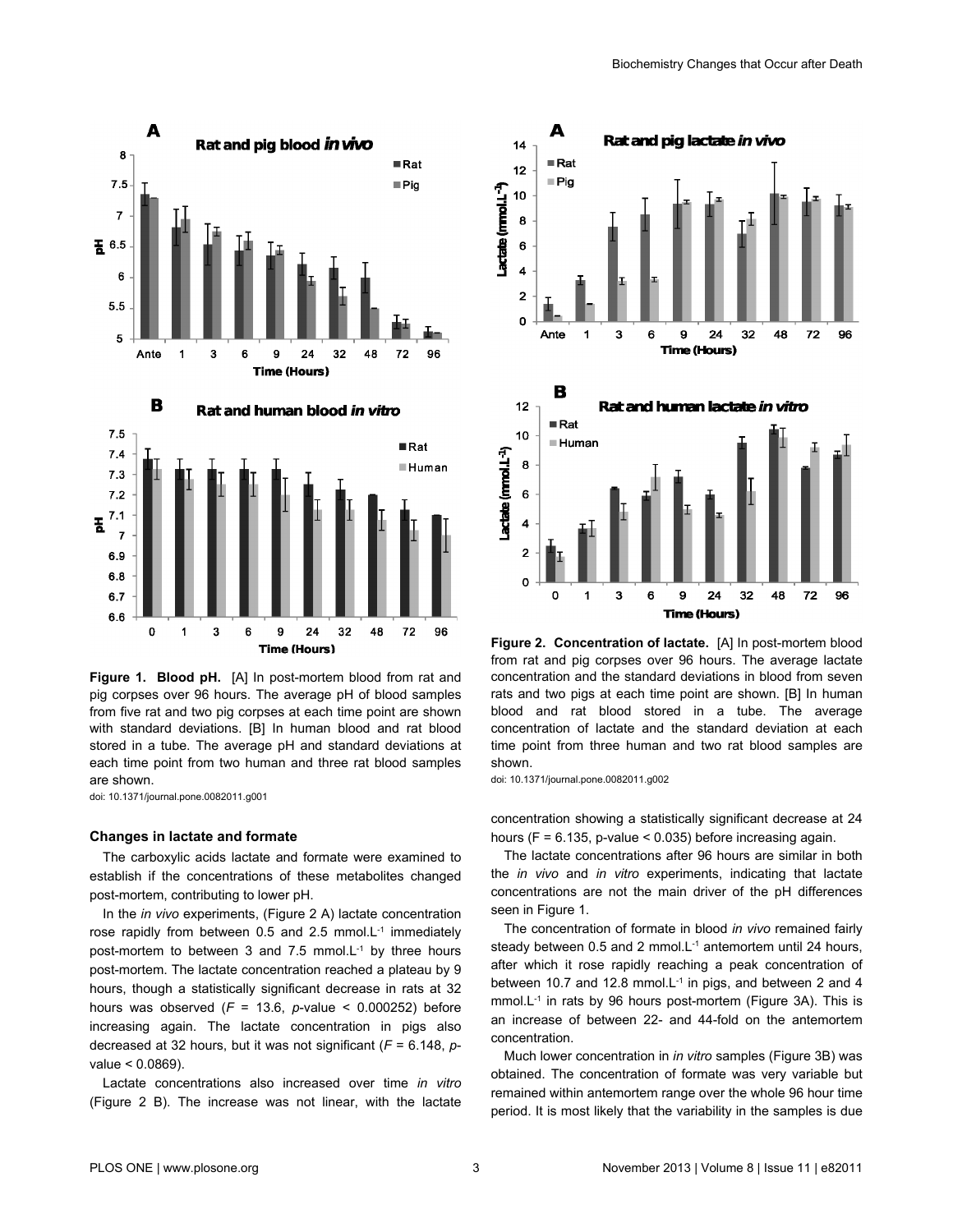**Figure 1. Blood pH.** [A] In post-mortem blood from rat and pig corpses over 96 hours. The average pH of blood samples from five rat and two pig corpses at each time point are shown with standard deviations. [B] In human blood and rat blood stored in a tube. The average pH and standard deviations at each time point from two human and three rat blood samples are shown.

doi: 10.1371/journal.pone.0082011.g001

**Figure 2. Concentration of lactate.** [A] In post-mortem blood from rat and pig corpses over 96 hours. The average lactate concentration and the standard deviations in blood from seven rats and two pigs at each time point are shown. [B] In human blood and rat blood stored in a tube. The average concentration of lactate and the standard deviation at each time point from three human and two rat blood samples are shown.

doi: 10.1371/journal.pone.0082011.g002

### Changes in lactate and formate

The carboxylic acids lactate and formate were examined to establish if the concentrations of these metabolites changed post-mortem, contributing to lower pH.

In the *in vivo* experiments, (Figure 2 A) lactate concentration rose rapidly from between 0.5 and 2.5 mmol.L$^{-1}$ immediately post-mortem to between 3 and 7.5 mmol.L$^{-1}$ by three hours post-mortem. The lactate concentration reached a plateau by 9 hours, though a statistically significant decrease in rats at 32 hours was observed ($F$ = 13.6, $p$-value < 0.000252) before increasing again. The lactate concentration in pigs also decreased at 32 hours, but it was not significant ($F$ = 6.148, $p$-value < 0.0869).

Lactate concentrations also increased over time *in vitro* (Figure 2 B). The increase was not linear, with the lactate concentration showing a statistically significant decrease at 24 hours (F = 6.135, p-value < 0.035) before increasing again.

The lactate concentrations after 96 hours are similar in both the *in vivo* and *in vitro* experiments, indicating that lactate concentrations are not the main driver of the pH differences seen in Figure 1.

The concentration of formate in blood *in vivo* remained fairly steady between 0.5 and 2 mmol.L$^{-1}$ antemortem until 24 hours, after which it rose rapidly reaching a peak concentration of between 10.7 and 12.8 mmol.L$^{-1}$ in pigs, and between 2 and 4 mmol.L$^{-1}$ in rats by 96 hours post-mortem (Figure 3A). This is an increase of between 22- and 44-fold on the antemortem concentration.

Much lower concentration in *in vitro* samples (Figure 3B) was obtained. The concentration of formate was very variable but remained within antemortem range over the whole 96 hour time period. It is most likely that the variability in the samples is due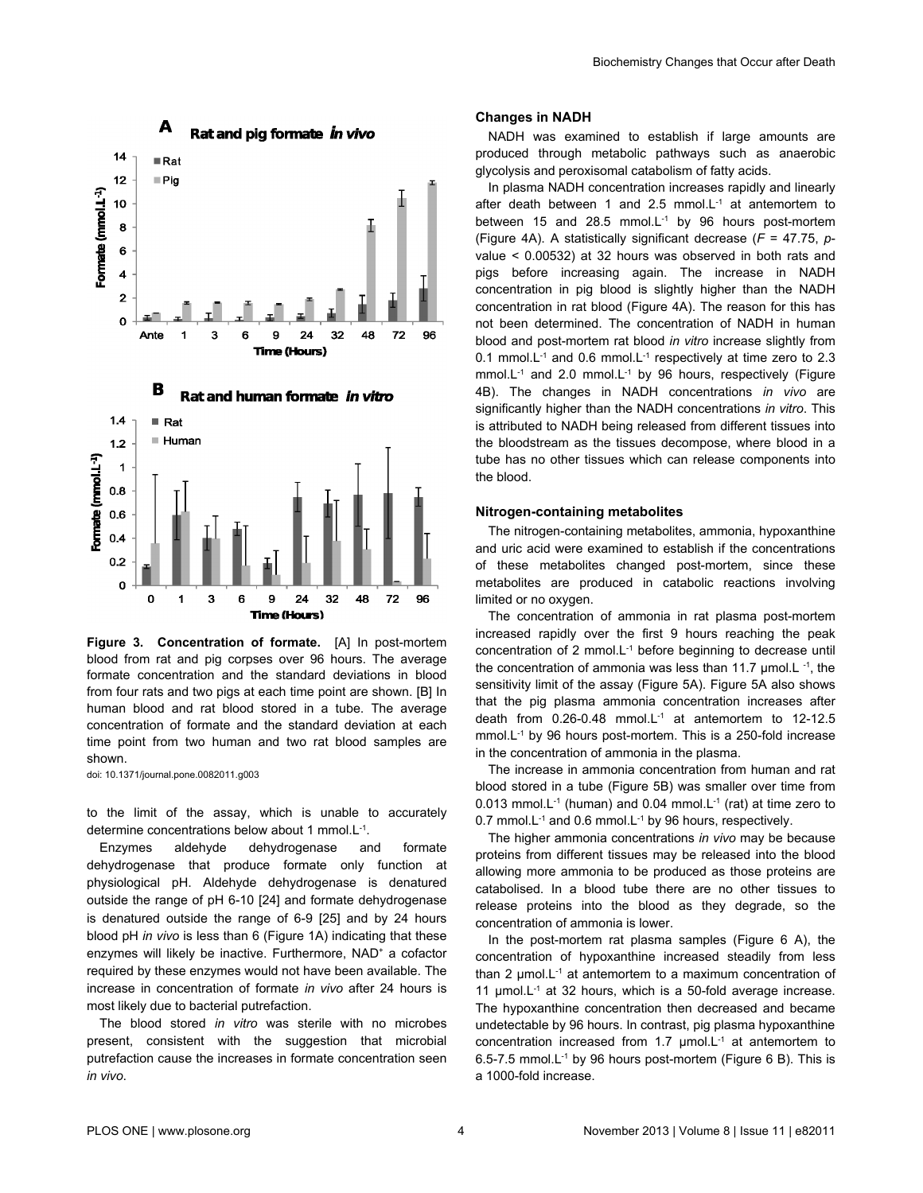**Figure 3. Concentration of formate.** [A] In post-mortem blood from rat and pig corpses over 96 hours. The average formate concentration and the standard deviations in blood from four rats and two pigs at each time point are shown. [B] In human blood and rat blood stored in a tube. The average concentration of formate and the standard deviation at each time point from two human and two rat blood samples are shown.

doi: 10.1371/journal.pone.0082011.g003

to the limit of the assay, which is unable to accurately determine concentrations below about 1 mmol.L$^{-1}$.

Enzymes aldehyde dehydrogenase and formate dehydrogenase that produce formate only function at physiological pH. Aldehyde dehydrogenase is denatured outside the range of pH 6-10 [24] and formate dehydrogenase is denatured outside the range of 6-9 [25] and by 24 hours blood pH *in vivo* is less than 6 (Figure 1A) indicating that these enzymes will likely be inactive. Furthermore, $NAD^+$ a cofactor required by these enzymes would not have been available. The increase in concentration of formate *in vivo* after 24 hours is most likely due to bacterial putrefaction.

The blood stored *in vitro* was sterile with no microbes present, consistent with the suggestion that microbial putrefaction cause the increases in formate concentration seen *in vivo*.

#### Changes in NADH

NADH was examined to establish if large amounts are produced through metabolic pathways such as anaerobic glycolysis and peroxisomal catabolism of fatty acids.

In plasma NADH concentration increases rapidly and linearly after death between 1 and 2.5 mmol.L$^{-1}$ at antemortem to between 15 and 28.5 mmol.L$^{-1}$ by 96 hours post-mortem (Figure 4A). A statistically significant decrease ($F$ = 47.75, $p$-value < 0.00532) at 32 hours was observed in both rats and pigs before increasing again. The increase in NADH concentration in pig blood is slightly higher than the NADH concentration in rat blood (Figure 4A). The reason for this has not been determined. The concentration of NADH in human blood and post-mortem rat blood *in vitro* increase slightly from 0.1 mmol.L$^{-1}$ and 0.6 mmol.L$^{-1}$ respectively at time zero to 2.3 mmol.L$^{-1}$ and 2.0 mmol.L$^{-1}$ by 96 hours, respectively (Figure 4B). The changes in NADH concentrations *in vivo* are significantly higher than the NADH concentrations *in vitro*. This is attributed to NADH being released from different tissues into the bloodstream as the tissues decompose, where blood in a tube has no other tissues which can release components into the blood.

#### Nitrogen-containing metabolites

The nitrogen-containing metabolites, ammonia, hypoxanthine and uric acid were examined to establish if the concentrations of these metabolites changed post-mortem, since these metabolites are produced in catabolic reactions involving limited or no oxygen.

The concentration of ammonia in rat plasma post-mortem increased rapidly over the first 9 hours reaching the peak concentration of 2 mmol.L$^{-1}$ before beginning to decrease until the concentration of ammonia was less than 11.7 μmol.L$^{-1}$, the sensitivity limit of the assay (Figure 5A). Figure 5A also shows that the pig plasma ammonia concentration increases after death from 0.26-0.48 mmol.L$^{-1}$ at antemortem to 12-12.5 mmol.L$^{-1}$ by 96 hours post-mortem. This is a 250-fold increase in the concentration of ammonia in the plasma.

The increase in ammonia concentration from human and rat blood stored in a tube (Figure 5B) was smaller over time from 0.013 mmol.L$^{-1}$ (human) and 0.04 mmol.L$^{-1}$ (rat) at time zero to 0.7 mmol.L$^{-1}$ and 0.6 mmol.L$^{-1}$ by 96 hours, respectively.

The higher ammonia concentrations *in vivo* may be because proteins from different tissues may be released into the blood allowing more ammonia to be produced as those proteins are catabolised. In a blood tube there are no other tissues to release proteins into the blood as they degrade, so the concentration of ammonia is lower.

In the post-mortem rat plasma samples (Figure 6 A), the concentration of hypoxanthine increased steadily from less than 2 μmol.L$^{-1}$ at antemortem to a maximum concentration of 11 μmol.L$^{-1}$ at 32 hours, which is a 50-fold average increase. The hypoxanthine concentration then decreased and became undetectable by 96 hours. In contrast, pig plasma hypoxanthine concentration increased from 1.7 μmol.L$^{-1}$ at antemortem to 6.5-7.5 mmol.L$^{-1}$ by 96 hours post-mortem (Figure 6 B). This is a 1000-fold increase.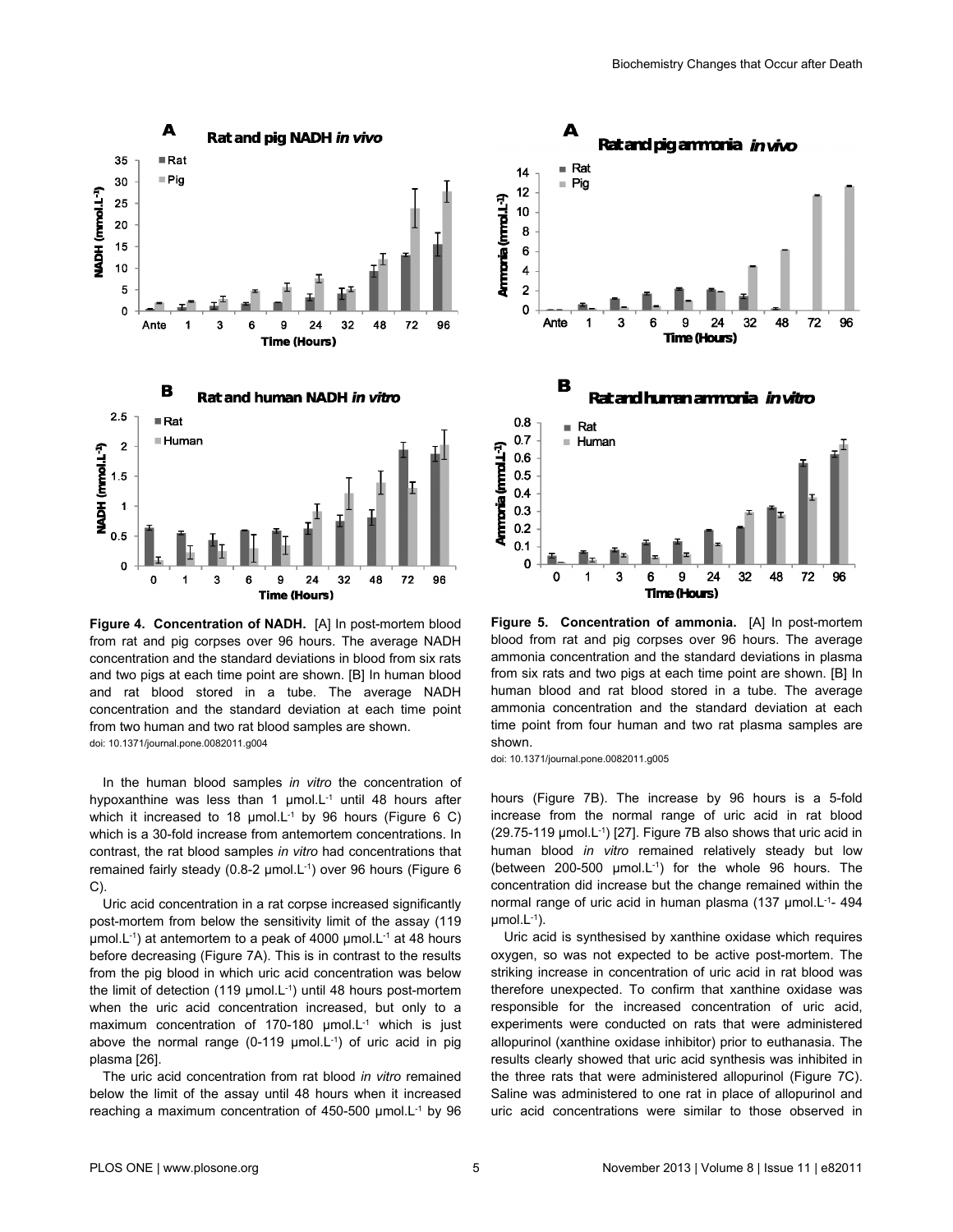**Figure 4. Concentration of NADH.** [A] In post-mortem blood from rat and pig corpses over 96 hours. The average NADH concentration and the standard deviations in blood from six rats and two pigs at each time point are shown. [B] In human blood and rat blood stored in a tube. The average NADH concentration and the standard deviation at each time point from two human and two rat blood samples are shown.
doi: 10.1371/journal.pone.0082011.g004

**Figure 5. Concentration of ammonia.** [A] In post-mortem blood from rat and pig corpses over 96 hours. The average ammonia concentration and the standard deviations in plasma from six rats and two pigs at each time point are shown. [B] In human blood and rat blood stored in a tube. The average ammonia concentration and the standard deviation at each time point from four human and two rat plasma samples are shown.
doi: 10.1371/journal.pone.0082011.g005

In the human blood samples *in vitro* the concentration of hypoxanthine was less than 1 µmol.L$^{-1}$ until 48 hours after which it increased to 18 µmol.L$^{-1}$ by 96 hours (Figure 6 C) which is a 30-fold increase from antemortem concentrations. In contrast, the rat blood samples *in vitro* had concentrations that remained fairly steady (0.8-2 µmol.L$^{-1}$) over 96 hours (Figure 6 C).

Uric acid concentration in a rat corpse increased significantly post-mortem from below the sensitivity limit of the assay (119 µmol.L$^{-1}$) at antemortem to a peak of 4000 µmol.L$^{-1}$ at 48 hours before decreasing (Figure 7A). This is in contrast to the results from the pig blood in which uric acid concentration was below the limit of detection (119 µmol.L$^{-1}$) until 48 hours post-mortem when the uric acid concentration increased, but only to a maximum concentration of 170-180 µmol.L$^{-1}$ which is just above the normal range (0-119 µmol.L$^{-1}$) of uric acid in pig plasma [26].

The uric acid concentration from rat blood *in vitro* remained below the limit of the assay until 48 hours when it increased reaching a maximum concentration of 450-500 µmol.L$^{-1}$ by 96 hours (Figure 7B). The increase by 96 hours is a 5-fold increase from the normal range of uric acid in rat blood (29.75-119 µmol.L$^{-1}$) [27]. Figure 7B also shows that uric acid in human blood *in vitro* remained relatively steady but low (between 200-500 µmol.L$^{-1}$) for the whole 96 hours. The concentration did increase but the change remained within the normal range of uric acid in human plasma (137 µmol.L$^{-1}$- 494 µmol.L$^{-1}$).

Uric acid is synthesised by xanthine oxidase which requires oxygen, so was not expected to be active post-mortem. The striking increase in concentration of uric acid in rat blood was therefore unexpected. To confirm that xanthine oxidase was responsible for the increased concentration of uric acid, experiments were conducted on rats that were administered allopurinol (xanthine oxidase inhibitor) prior to euthanasia. The results clearly showed that uric acid synthesis was inhibited in the three rats that were administered allopurinol (Figure 7C). Saline was administered to one rat in place of allopurinol and uric acid concentrations were similar to those observed in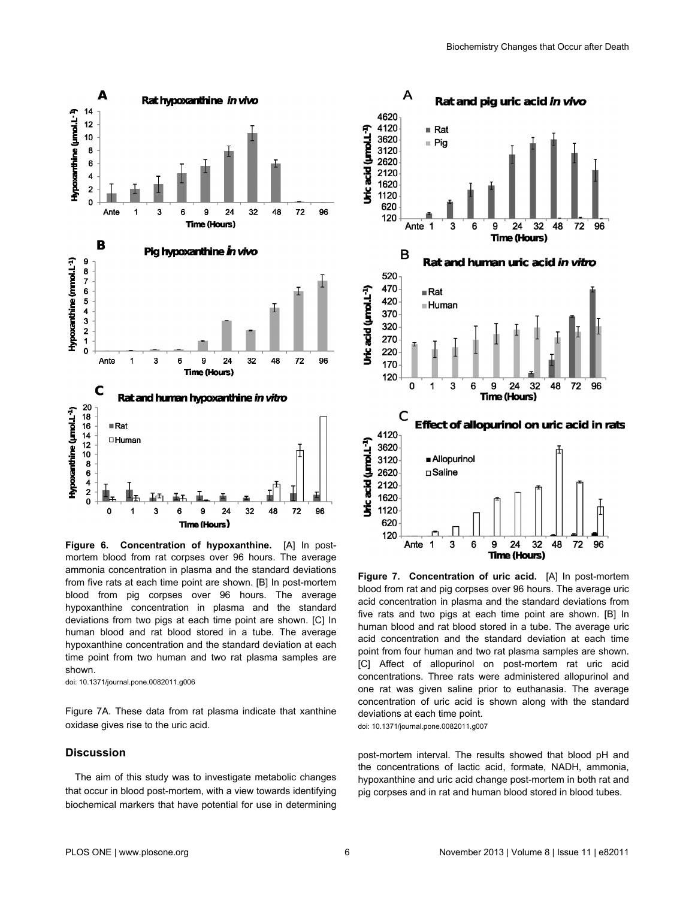**Figure 6. Concentration of hypoxanthine.** [A] In post-mortem blood from rat corpses over 96 hours. The average ammonia concentration in plasma and the standard deviations from five rats at each time point are shown. [B] In post-mortem blood from pig corpses over 96 hours. The average hypoxanthine concentration in plasma and the standard deviations from two pigs at each time point are shown. [C] In human blood and rat blood stored in a tube. The average hypoxanthine concentration and the standard deviation at each time point from two human and two rat plasma samples are shown.

doi: 10.1371/journal.pone.0082011.g006

**Figure 7. Concentration of uric acid.** [A] In post-mortem blood from rat and pig corpses over 96 hours. The average uric acid concentration in plasma and the standard deviations from five rats and two pigs at each time point are shown. [B] In human blood and rat blood stored in a tube. The average uric acid concentration and the standard deviation at each time point from four human and two rat plasma samples are shown. [C] Affect of allopurinol on post-mortem rat uric acid concentrations. Three rats were administered allopurinol and one rat was given saline prior to euthanasia. The average concentration of uric acid is shown along with the standard deviations at each time point.

doi: 10.1371/journal.pone.0082011.g007

Figure 7A. These data from rat plasma indicate that xanthine oxidase gives rise to the uric acid.

## Discussion

The aim of this study was to investigate metabolic changes that occur in blood post-mortem, with a view towards identifying biochemical markers that have potential for use in determining post-mortem interval. The results showed that blood pH and the concentrations of lactic acid, formate, NADH, ammonia, hypoxanthine and uric acid change post-mortem in both rat and pig corpses and in rat and human blood stored in blood tubes.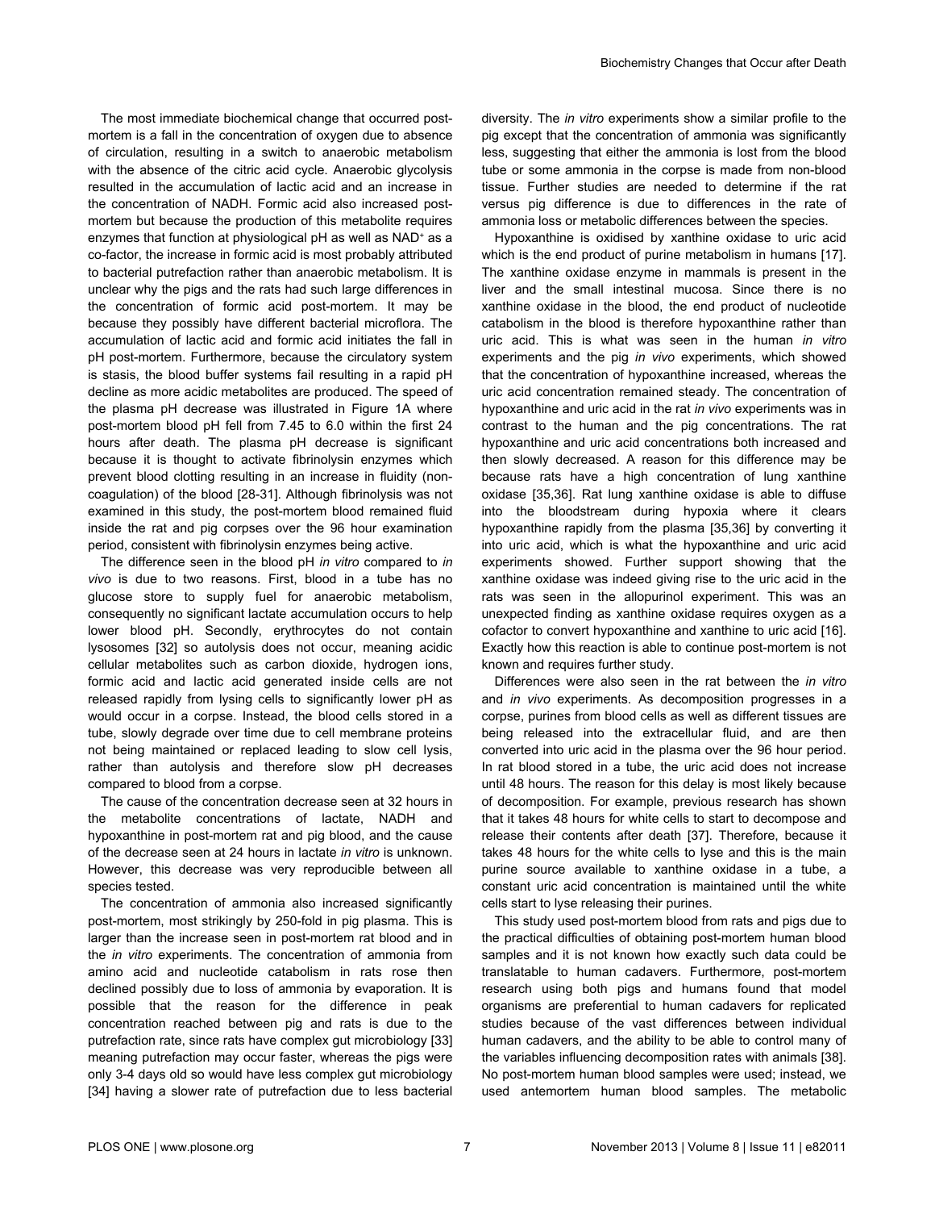The most immediate biochemical change that occurred post-mortem is a fall in the concentration of oxygen due to absence of circulation, resulting in a switch to anaerobic metabolism with the absence of the citric acid cycle. Anaerobic glycolysis resulted in the accumulation of lactic acid and an increase in the concentration of NADH. Formic acid also increased post-mortem but because the production of this metabolite requires enzymes that function at physiological pH as well as $NAD^+$ as a co-factor, the increase in formic acid is most probably attributed to bacterial putrefaction rather than anaerobic metabolism. It is unclear why the pigs and the rats had such large differences in the concentration of formic acid post-mortem. It may be because they possibly have different bacterial microflora. The accumulation of lactic acid and formic acid initiates the fall in pH post-mortem. Furthermore, because the circulatory system is stasis, the blood buffer systems fail resulting in a rapid pH decline as more acidic metabolites are produced. The speed of the plasma pH decrease was illustrated in Figure 1A where post-mortem blood pH fell from 7.45 to 6.0 within the first 24 hours after death. The plasma pH decrease is significant because it is thought to activate fibrinolysin enzymes which prevent blood clotting resulting in an increase in fluidity (non-coagulation) of the blood [28-31]. Although fibrinolysis was not examined in this study, the post-mortem blood remained fluid inside the rat and pig corpses over the 96 hour examination period, consistent with fibrinolysin enzymes being active.

The difference seen in the blood pH *in vitro* compared to *in vivo* is due to two reasons. First, blood in a tube has no glucose store to supply fuel for anaerobic metabolism, consequently no significant lactate accumulation occurs to help lower blood pH. Secondly, erythrocytes do not contain lysosomes [32] so autolysis does not occur, meaning acidic cellular metabolites such as carbon dioxide, hydrogen ions, formic acid and lactic acid generated inside cells are not released rapidly from lysing cells to significantly lower pH as would occur in a corpse. Instead, the blood cells stored in a tube, slowly degrade over time due to cell membrane proteins not being maintained or replaced leading to slow cell lysis, rather than autolysis and therefore slow pH decreases compared to blood from a corpse.

The cause of the concentration decrease seen at 32 hours in the metabolite concentrations of lactate, NADH and hypoxanthine in post-mortem rat and pig blood, and the cause of the decrease seen at 24 hours in lactate *in vitro* is unknown. However, this decrease was very reproducible between all species tested.

The concentration of ammonia also increased significantly post-mortem, most strikingly by 250-fold in pig plasma. This is larger than the increase seen in post-mortem rat blood and in the *in vitro* experiments. The concentration of ammonia from amino acid and nucleotide catabolism in rats rose then declined possibly due to loss of ammonia by evaporation. It is possible that the reason for the difference in peak concentration reached between pig and rats is due to the putrefaction rate, since rats have complex gut microbiology [33] meaning putrefaction may occur faster, whereas the pigs were only 3-4 days old so would have less complex gut microbiology [34] having a slower rate of putrefaction due to less bacterial diversity. The *in vitro* experiments show a similar profile to the pig except that the concentration of ammonia was significantly less, suggesting that either the ammonia is lost from the blood tube or some ammonia in the corpse is made from non-blood tissue. Further studies are needed to determine if the rat versus pig difference is due to differences in the rate of ammonia loss or metabolic differences between the species.

Hypoxanthine is oxidised by xanthine oxidase to uric acid which is the end product of purine metabolism in humans [17]. The xanthine oxidase enzyme in mammals is present in the liver and the small intestinal mucosa. Since there is no xanthine oxidase in the blood, the end product of nucleotide catabolism in the blood is therefore hypoxanthine rather than uric acid. This is what was seen in the human *in vitro* experiments and the pig *in vivo* experiments, which showed that the concentration of hypoxanthine increased, whereas the uric acid concentration remained steady. The concentration of hypoxanthine and uric acid in the rat *in vivo* experiments was in contrast to the human and the pig concentrations. The rat hypoxanthine and uric acid concentrations both increased and then slowly decreased. A reason for this difference may be because rats have a high concentration of lung xanthine oxidase [35,36]. Rat lung xanthine oxidase is able to diffuse into the bloodstream during hypoxia where it clears hypoxanthine rapidly from the plasma [35,36] by converting it into uric acid, which is what the hypoxanthine and uric acid experiments showed. Further support showing that the xanthine oxidase was indeed giving rise to the uric acid in the rats was seen in the allopurinol experiment. This was an unexpected finding as xanthine oxidase requires oxygen as a cofactor to convert hypoxanthine and xanthine to uric acid [16]. Exactly how this reaction is able to continue post-mortem is not known and requires further study.

Differences were also seen in the rat between the *in vitro* and *in vivo* experiments. As decomposition progresses in a corpse, purines from blood cells as well as different tissues are being released into the extracellular fluid, and are then converted into uric acid in the plasma over the 96 hour period. In rat blood stored in a tube, the uric acid does not increase until 48 hours. The reason for this delay is most likely because of decomposition. For example, previous research has shown that it takes 48 hours for white cells to start to decompose and release their contents after death [37]. Therefore, because it takes 48 hours for the white cells to lyse and this is the main purine source available to xanthine oxidase in a tube, a constant uric acid concentration is maintained until the white cells start to lyse releasing their purines.

This study used post-mortem blood from rats and pigs due to the practical difficulties of obtaining post-mortem human blood samples and it is not known how exactly such data could be translatable to human cadavers. Furthermore, post-mortem research using both pigs and humans found that model organisms are preferential to human cadavers for replicated studies because of the vast differences between individual human cadavers, and the ability to be able to control many of the variables influencing decomposition rates with animals [38]. No post-mortem human blood samples were used; instead, we used antemortem human blood samples. The metabolic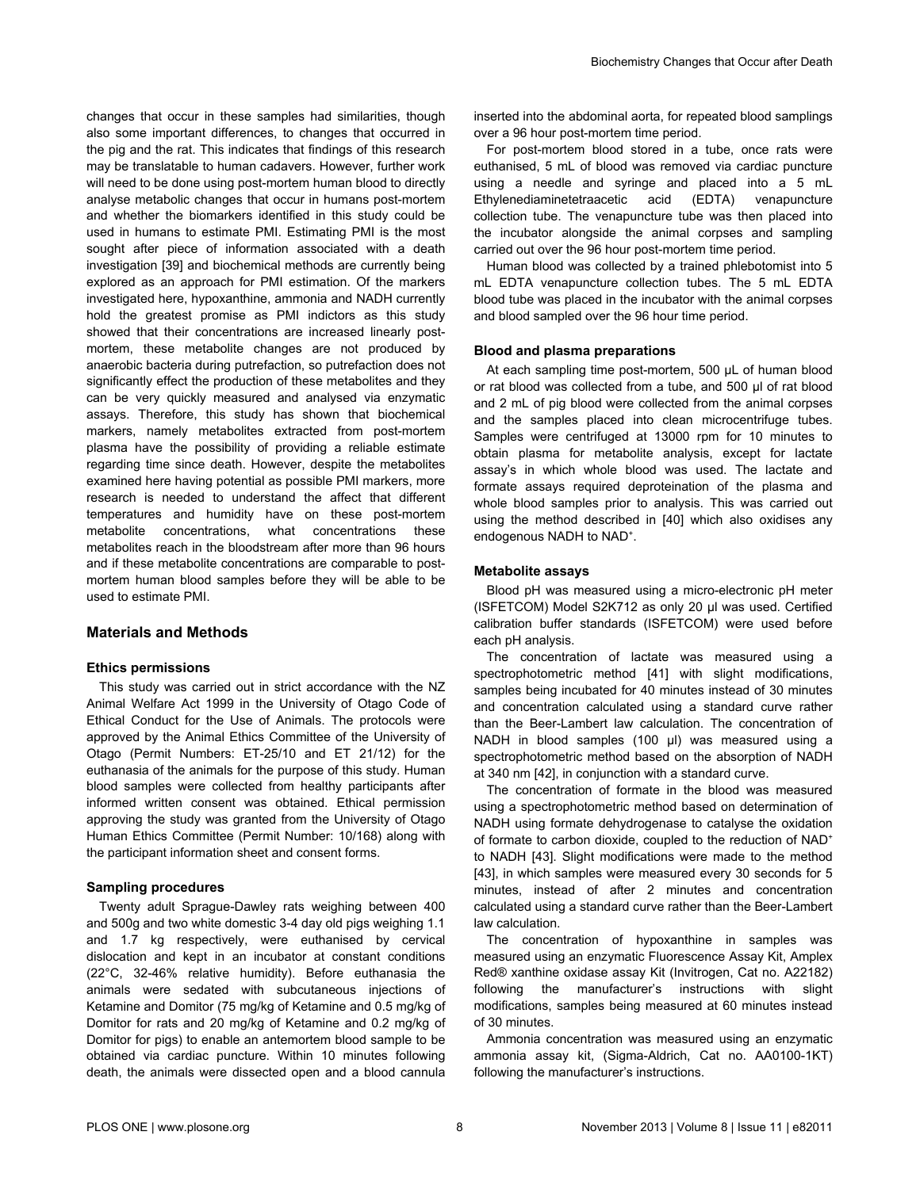changes that occur in these samples had similarities, though also some important differences, to changes that occurred in the pig and the rat. This indicates that findings of this research may be translatable to human cadavers. However, further work will need to be done using post-mortem human blood to directly analyse metabolic changes that occur in humans post-mortem and whether the biomarkers identified in this study could be used in humans to estimate PMI. Estimating PMI is the most sought after piece of information associated with a death investigation [39] and biochemical methods are currently being explored as an approach for PMI estimation. Of the markers investigated here, hypoxanthine, ammonia and NADH currently hold the greatest promise as PMI indictors as this study showed that their concentrations are increased linearly post-mortem, these metabolite changes are not produced by anaerobic bacteria during putrefaction, so putrefaction does not significantly effect the production of these metabolites and they can be very quickly measured and analysed via enzymatic assays. Therefore, this study has shown that biochemical markers, namely metabolites extracted from post-mortem plasma have the possibility of providing a reliable estimate regarding time since death. However, despite the metabolites examined here having potential as possible PMI markers, more research is needed to understand the affect that different temperatures and humidity have on these post-mortem metabolite concentrations, what concentrations these metabolites reach in the bloodstream after more than 96 hours and if these metabolite concentrations are comparable to post-mortem human blood samples before they will be able to be used to estimate PMI.

## Materials and Methods

### Ethics permissions

This study was carried out in strict accordance with the NZ Animal Welfare Act 1999 in the University of Otago Code of Ethical Conduct for the Use of Animals. The protocols were approved by the Animal Ethics Committee of the University of Otago (Permit Numbers: ET-25/10 and ET 21/12) for the euthanasia of the animals for the purpose of this study. Human blood samples were collected from healthy participants after informed written consent was obtained. Ethical permission approving the study was granted from the University of Otago Human Ethics Committee (Permit Number: 10/168) along with the participant information sheet and consent forms.

### Sampling procedures

Twenty adult Sprague-Dawley rats weighing between 400 and 500g and two white domestic 3-4 day old pigs weighing 1.1 and 1.7 kg respectively, were euthanised by cervical dislocation and kept in an incubator at constant conditions (22°C, 32-46% relative humidity). Before euthanasia the animals were sedated with subcutaneous injections of Ketamine and Domitor (75 mg/kg of Ketamine and 0.5 mg/kg of Domitor for rats and 20 mg/kg of Ketamine and 0.2 mg/kg of Domitor for pigs) to enable an antemortem blood sample to be obtained via cardiac puncture. Within 10 minutes following death, the animals were dissected open and a blood cannula inserted into the abdominal aorta, for repeated blood samplings over a 96 hour post-mortem time period.

For post-mortem blood stored in a tube, once rats were euthanised, 5 mL of blood was removed via cardiac puncture using a needle and syringe and placed into a 5 mL Ethylenediaminetetraacetic acid (EDTA) venapuncture collection tube. The venapuncture tube was then placed into the incubator alongside the animal corpses and sampling carried out over the 96 hour post-mortem time period.

Human blood was collected by a trained phlebotomist into 5 mL EDTA venapuncture collection tubes. The 5 mL EDTA blood tube was placed in the incubator with the animal corpses and blood sampled over the 96 hour time period.

### Blood and plasma preparations

At each sampling time post-mortem, 500 µL of human blood or rat blood was collected from a tube, and 500 µl of rat blood and 2 mL of pig blood were collected from the animal corpses and the samples placed into clean microcentrifuge tubes. Samples were centrifuged at 13000 rpm for 10 minutes to obtain plasma for metabolite analysis, except for lactate assay's in which whole blood was used. The lactate and formate assays required deproteination of the plasma and whole blood samples prior to analysis. This was carried out using the method described in [40] which also oxidises any endogenous NADH to $NAD^+$.

### Metabolite assays

Blood pH was measured using a micro-electronic pH meter (ISFETCOM) Model S2K712 as only 20 µl was used. Certified calibration buffer standards (ISFETCOM) were used before each pH analysis.

The concentration of lactate was measured using a spectrophotometric method [41] with slight modifications, samples being incubated for 40 minutes instead of 30 minutes and concentration calculated using a standard curve rather than the Beer-Lambert law calculation. The concentration of NADH in blood samples (100 µl) was measured using a spectrophotometric method based on the absorption of NADH at 340 nm [42], in conjunction with a standard curve.

The concentration of formate in the blood was measured using a spectrophotometric method based on determination of NADH using formate dehydrogenase to catalyse the oxidation of formate to carbon dioxide, coupled to the reduction of $NAD^+$ to NADH [43]. Slight modifications were made to the method [43], in which samples were measured every 30 seconds for 5 minutes, instead of after 2 minutes and concentration calculated using a standard curve rather than the Beer-Lambert law calculation.

The concentration of hypoxanthine in samples was measured using an enzymatic Fluorescence Assay Kit, Amplex Red® xanthine oxidase assay Kit (Invitrogen, Cat no. A22182) following the manufacturer's instructions with slight modifications, samples being measured at 60 minutes instead of 30 minutes.

Ammonia concentration was measured using an enzymatic ammonia assay kit, (Sigma-Aldrich, Cat no. AA0100-1KT) following the manufacturer's instructions.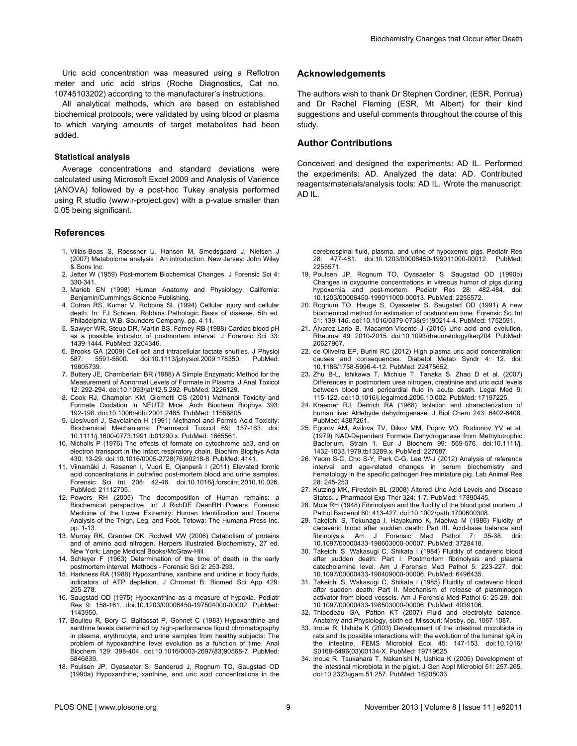Uric acid concentration was measured using a Reflotron meter and uric acid strips (Roche Diagnostics, Cat no. 10745103202) according to the manufacturer's instructions.

All analytical methods, which are based on established biochemical protocols, were validated by using blood or plasma to which varying amounts of target metabolites had been added.

### Statistical analysis

Average concentrations and standard deviations were calculated using Microsoft Excel 2009 and Analysis of Varience (ANOVA) followed by a post-hoc Tukey analysis performed using R studio (www.r-project.gov) with a p-value smaller than 0.05 being significant.

## Acknowledgements

The authors wish to thank Dr Stephen Cordiner, (ESR, Porirua) and Dr Rachel Fleming (ESR, Mt Albert) for their kind suggestions and useful comments throughout the course of this study.

## Author Contributions

Conceived and designed the experiments: AD IL. Performed the experiments: AD. Analyzed the data: AD. Contributed reagents/materials/analysis tools: AD IL. Wrote the manuscript: AD IL.

## References

1. Villas-Boas S, Roessner U, Hansen M, Smedsgaard J, Nielsen J (2007) Metabolome analysis : An introduction. New Jersey: John Wiley & Sons Inc.
2. Jetter W (1959) Post-mortem Biochemical Changes. J Forensic Sci 4: 330-341.
3. Marieb EN (1998) Human Anatomy and Physiology. California: Benjamin/Cummings Science Publishing.
4. Cotran RS, Kumar V, Robbins SL (1994) Cellular injury and cellular death. In: FJ Schoen. Robbins Pathologic Basis of disease, 5th ed. Philadelphia: W.B. Saunders Company. pp. 4-11.
5. Sawyer WR, Steup DR, Martin BS, Forney RB (1988) Cardiac blood pH as a possible indicator of postmortem interval. J Forensic Sci 33: 1439-1444. PubMed: 3204346.
6. Brooks GA (2009) Cell-cell and intracellular lactate shuttles. J Physiol 587: 5591-5600. doi:10.1113/jphysiol.2009.178350. PubMed: 19805739.
7. Buttery JE, Chamberlain BR (1988) A Simple Enzymatic Method for the Measurement of Abnormal Levels of Formate in Plasma. J Anal Toxicol 12: 292-294. doi:10.1093/jat/12.5.292. PubMed: 3226129.
8. Cook RJ, Champion KM, Giometti CS (2001) Methanol Toxicity and Formate Oxidation in NEUT2 Mice. Arch Biochem Biophys 393: 192-198. doi:10.1006/abbi.2001.2485. PubMed: 11556805.
9. Liesivuori J, Savolainen H (1991) Methanol and Formic Acid Toxicity: Biochemical Mechanisms. Pharmacol Toxicol 69: 157-163. doi: 10.1111/j.1600-0773.1991.tb01290.x. PubMed: 1665561.
10. Nicholls P (1976) The effects of formate on cytochrome aa3, and on electron transport in the intact respiratory chain. Biochim Biophys Acta 430: 13-29. doi:10.1016/0005-2728(76)90218-8. PubMed: 4141.
11. Viinamäki J, Rasanen I, Vuori E, Ojanperä I (2011) Elevated formic acid concentrations in putrefied post-mortem blood and urine samples. Forensic Sci Int 208: 42-46. doi:10.1016/j.forsciint.2010.10.026. PubMed: 21112705.
12. Powers RH (2005) The decomposition of Human remains: a Biochemical perspective. In: J RichDE DeanRH Powers. Forensic Medicine of the Lower Extremity: Human Identification and Trauma Analysis of the Thigh, Leg, and Foot. Totowa: The Humana Press Inc. pp. 1-13.
13. Murray RK, Granner DK, Rodwell VW (2006) Catabolism of proteins and of amino acid nitrogen. Harpers Illustrated Biochemistry, 27 ed. New York: Lange Medical Books/McGraw-Hill.
14. Schleyer F (1963) Determination of the time of death in the early postmortem interval. Methods - Forensic Sci 2: 253-293.
15. Harkness RA (1988) Hypoxanthine, xanthine and uridine in body fluids, indicators of ATP depletion. J Chromat B: Biomed Sci App 429: 255-278.
16. Saugstad OD (1975) Hypoxanthine as a measure of hypoxia. Pediatr Res 9: 158-161. doi:10.1203/00006450-197504000-00002. PubMed: 1143950.
17. Boulieu R, Bory C, Baltassat P, Gonnet C (1983) Hypoxanthine and xanthine levels determined by high-performance liquid chromatography in plasma, erythrocyte, and urine samples from healthy subjects: The problem of hypoxanthine level evolution as a function of time. Anal Biochem 129: 398-404. doi:10.1016/0003-2697(83)90568-7. PubMed: 6846839.
18. Poulsen JP, Oyasaeter S, Sanderud J, Rognum TO, Saugstad OD (1990a) Hypoxanthine, xanthine, and uric acid concentrations in the cerebrospinal fluid, plasma, and urine of hypoxemic pigs. Pediatr Res 28: 477-481. doi:10.1203/00006450-199011000-00012. PubMed: 2255571.
19. Poulsen JP, Rognum TO, Oyasaeter S, Saugstad OD (1990b) Changes in oxypurine concentrations in vitreous humor of pigs during hypoxemia and post-mortem. Pediatr Res 28: 482-484. doi: 10.1203/00006450-199011000-00013. PubMed: 2255572.
20. Rognum TO, Hauge S, Oyasaeter S, Saugstad OD (1991) A new biochemical method for estimation of postmortem time. Forensic Sci Int 51: 139-146. doi:10.1016/0379-0738(91)90214-4. PubMed: 1752591.
21. Álvarez-Lario B, Macarrón-Vicente J (2010) Uric acid and evolution. Rheumat 49: 2010-2015. doi:10.1093/rheumatology/keq204. PubMed: 20627967.
22. de Oliveira EP, Burini RC (2012) High plasma uric acid concentration: causes and consequences. Diabetol Metab Syndr 4: 12. doi: 10.1186/1758-5996-4-12. PubMed: 22475652.
23. Zhu B-L, Ishikawa T, Michiue T, Tanaka S, Zhao D et al. (2007) Differences in postmortem urea nitrogen, creatinine and uric acid levels between blood and pericardial fluid in acute death. Legal Med 9: 115-122. doi:10.1016/j.legalmed.2006.10.002. PubMed: 17197225.
24. Kraemer RJ, Deitrich RA (1968) Isolation and characterization of human liver Aldehyde dehydrogenase. J Biol Chem 243: 6402-6408. PubMed: 4387261.
25. Egorov AM, Avilova TV, Dikov MM, Popov VO, Rodionov YV et al. (1979) NAD-Dependent Formate Dehydrogenase from Methylotrophic Bacterium, Strain 1. Eur J Biochem 99: 569-576. doi:10.1111/j.1432-1033.1979.tb13289.x. PubMed: 227687.
26. Yeom S-C, Cho S-Y, Park C-G, Lee W-J (2012) Analysis of reference interval and age-related changes in serum biochemistry and hematology in the specific pathogen free miniature pig. Lab Animal Res 28: 245-253
27. Kutzing MK, Firestein BL (2008) Altered Uric Acid Levels and Disease States. J Pharmacol Exp Ther 324: 1-7. PubMed: 17890445.
28. Mole RH (1948) Fibrinolysin and the fluidity of the blood post mortem. J Pathol Bacteriol 60: 413-427. doi:10.1002/path.1700600308.
29. Takeichi S, Tokunaga I, Hayakumo K, Maeiwa M (1986) Fluidity of cadaveric blood after sudden death: Part III. Acid-base balance and fibrinolysis. Am J Forensic Med Pathol 7: 35-38. doi: 10.1097/00000433-198603000-00007. PubMed: 3728418.
30. Takeichi S, Wakasugi C, Shikata I (1984) Fluidity of cadaveric blood after sudden death: Part I. Postmortem fibrinolysis and plasma catecholamine level. Am J Forensic Med Pathol 5: 223-227. doi: 10.1097/00000433-198409000-00006. PubMed: 6496435.
31. Takeichi S, Wakasugi C, Shikata I (1985) Fluidity of cadaveric blood after sudden death: Part II. Mechanism of release of plasminogen activator from blood vessels. Am J Forensic Med Pathol 6: 25-29. doi: 10.1097/00000433-198503000-00006. PubMed: 4039106.
32. Thibodeau GA, Patton KT (2007) Fluid and electrolyte balance. Anatomy and Physiology, sixth ed. Missouri: Mosby. pp. 1067-1087.
33. Inoue R, Ushida K (2003) Development of the intestinal microbiota in rats and its possible interactions with the evolution of the luminal IgA in the intestine. FEMS Microbiol Ecol 45: 147-153. doi:10.1016/S0168-6496(03)00134-X. PubMed: 19719625.
34. Inoue R, Tsukahara T, Nakanishi N, Ushida K (2005) Development of the intestinal microbiota in the piglet. J Gen Appl Microbiol 51: 257-265. doi:10.2323/jgam.51.257. PubMed: 16205033.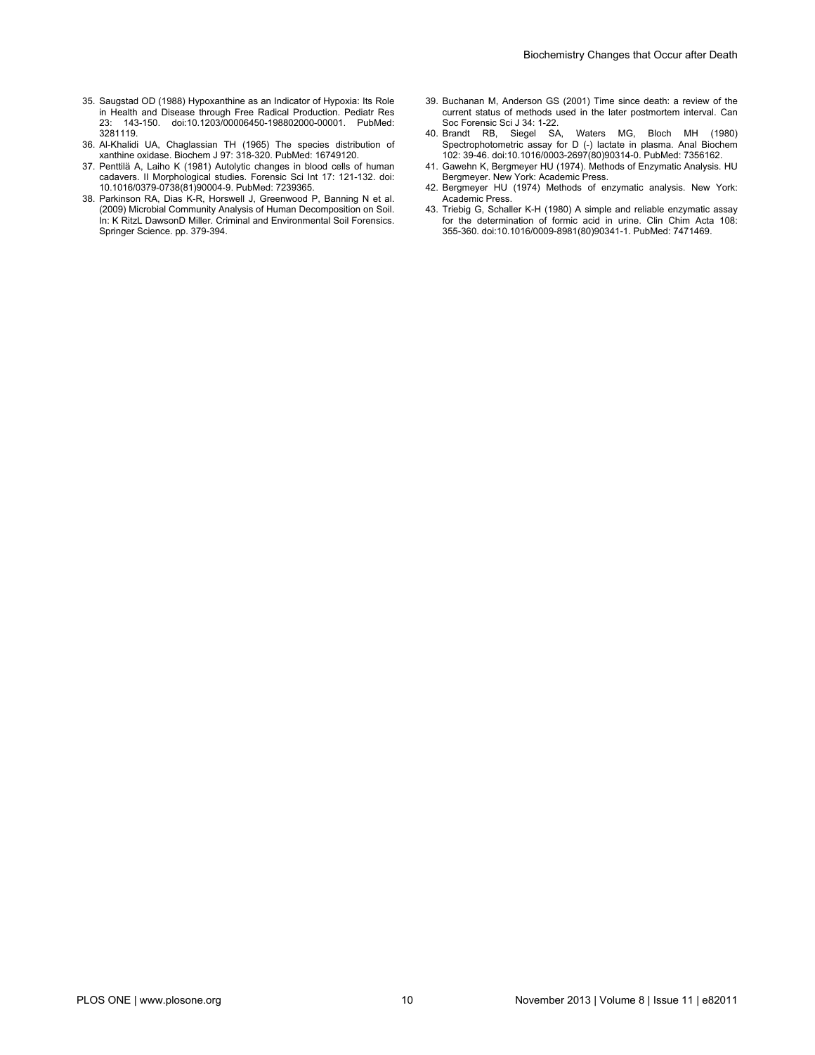35. Saugstad OD (1988) Hypoxanthine as an Indicator of Hypoxia: Its Role in Health and Disease through Free Radical Production. Pediatr Res 23: 143-150. doi:10.1203/00006450-198802000-00001. PubMed: 3281119.
36. Al-Khalidi UA, Chaglassian TH (1965) The species distribution of xanthine oxidase. Biochem J 97: 318-320. PubMed: 16749120.
37. Penttilä A, Laiho K (1981) Autolytic changes in blood cells of human cadavers. II Morphological studies. Forensic Sci Int 17: 121-132. doi: 10.1016/0379-0738(81)90004-9. PubMed: 7239365.
38. Parkinson RA, Dias K-R, Horswell J, Greenwood P, Banning N et al. (2009) Microbial Community Analysis of Human Decomposition on Soil. In: K RitzL DawsonD Miller. Criminal and Environmental Soil Forensics. Springer Science. pp. 379-394.
39. Buchanan M, Anderson GS (2001) Time since death: a review of the current status of methods used in the later postmortem interval. Can Soc Forensic Sci J 34: 1-22.
40. Brandt RB, Siegel SA, Waters MG, Bloch MH (1980) Spectrophotometric assay for D (-) lactate in plasma. Anal Biochem 102: 39-46. doi:10.1016/0003-2697(80)90314-0. PubMed: 7356162.
41. Gawehn K, Bergmeyer HU (1974). Methods of Enzymatic Analysis. HU Bergmeyer. New York: Academic Press.
42. Bergmeyer HU (1974) Methods of enzymatic analysis. New York: Academic Press.
43. Triebig G, Schaller K-H (1980) A simple and reliable enzymatic assay for the determination of formic acid in urine. Clin Chim Acta 108: 355-360. doi:10.1016/0009-8981(80)90341-1. PubMed: 7471469.